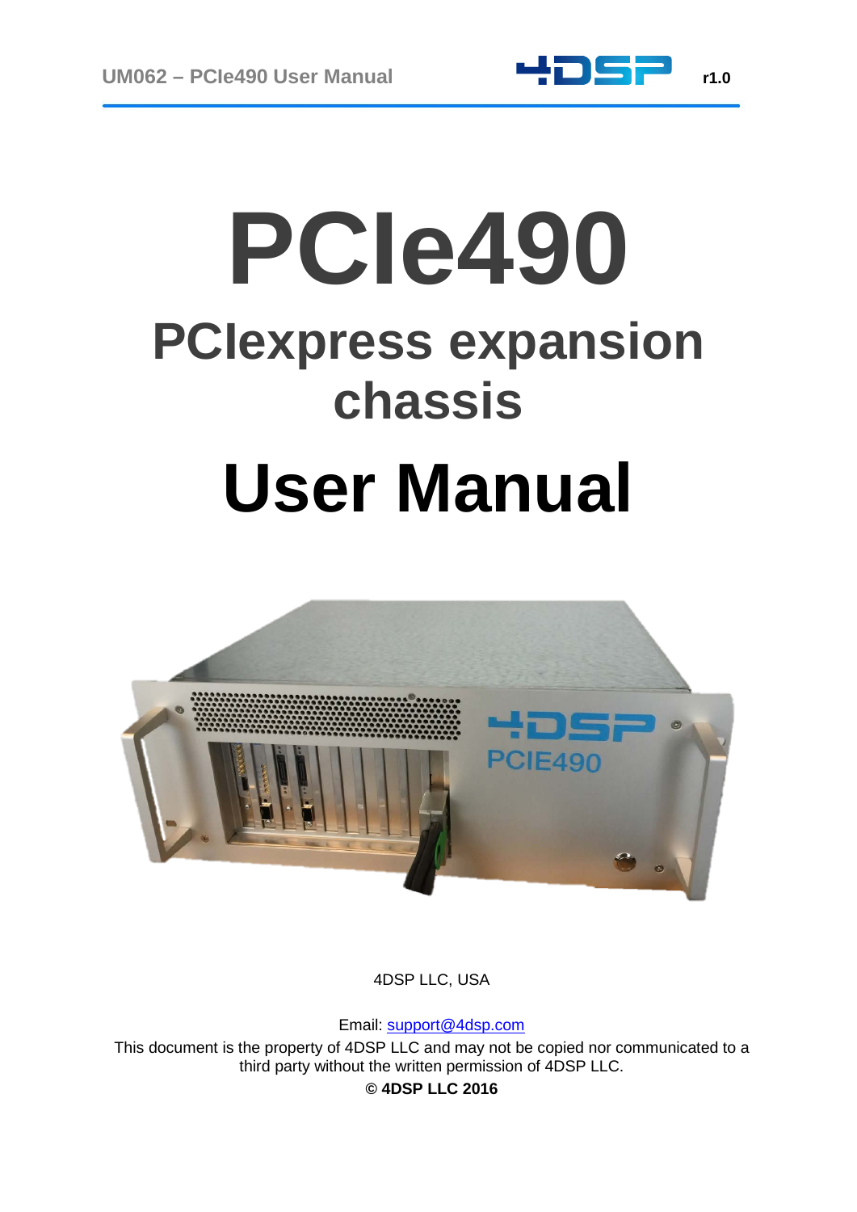# PCIe490

## PCIexpress expansion chassis

# User Manual

4DSP LLC, USA

Email: support@4dsp.com

This document is the property of 4DSP LLC and may not be copied nor communicated to a third party without the written permission of 4DSP LLC.

**© 4DSP LLC 2016**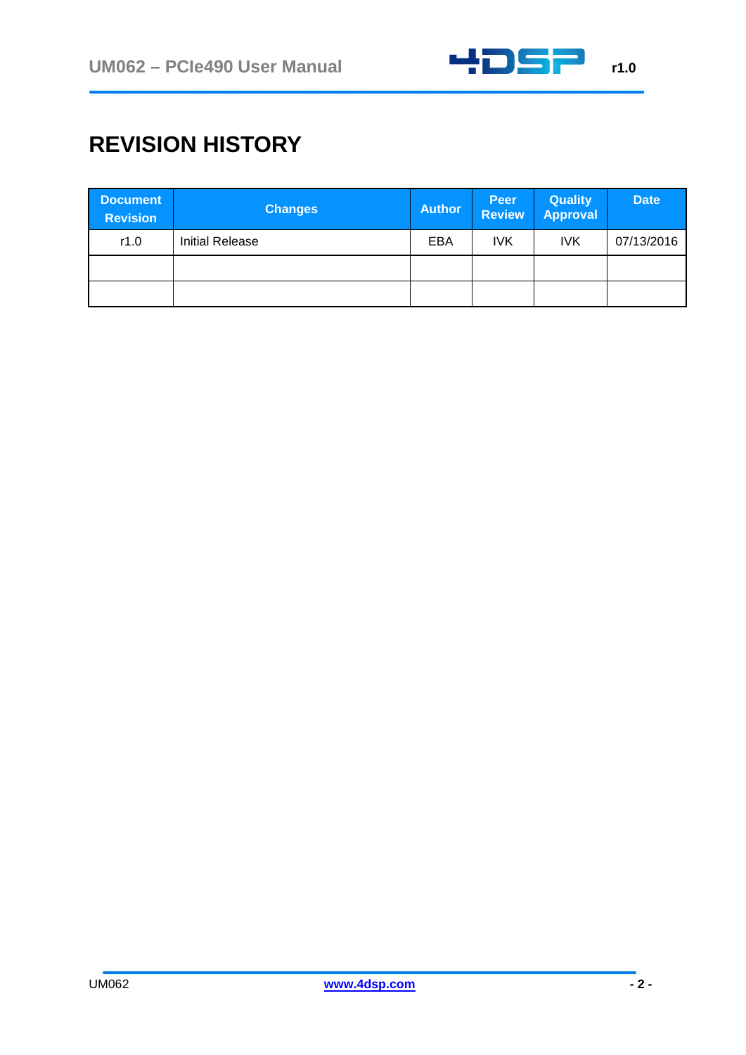# REVISION HISTORY

| Document Revision | Changes | Author | Peer Review | Quality Approval | Date |
|---|---|---|---|---|---|
| r1.0 | Initial Release | EBA | IVK | IVK | 07/13/2016 |
| | | | | | |
| | | | | | |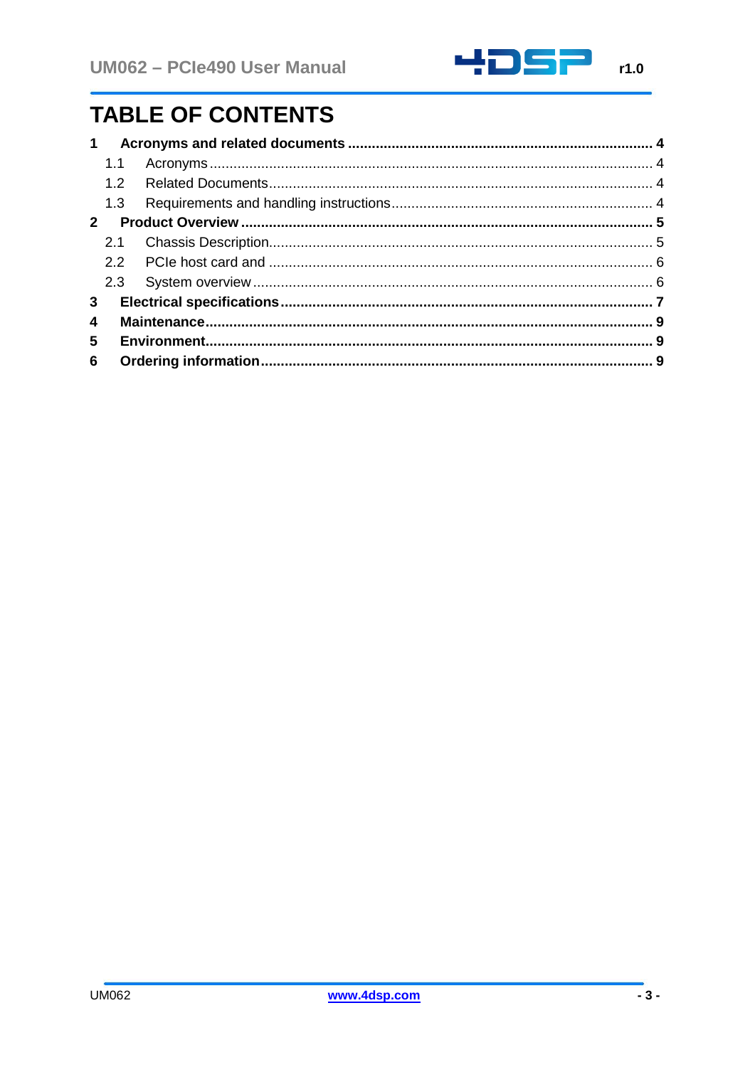# TABLE OF CONTENTS

**1 Acronyms and related documents ........................................................................ 4**

1.1 Acronyms ........................................................................................................ 4

1.2 Related Documents ......................................................................................... 4

1.3 Requirements and handling instructions ......................................................... 4

**2 Product Overview ................................................................................................ 5**

2.1 Chassis Description ......................................................................................... 5

2.2 PCIe host card and ......................................................................................... 6

2.3 System overview .............................................................................................. 6

**3 Electrical specifications ....................................................................................... 7**

**4 Maintenance ......................................................................................................... 9**

**5 Environment ......................................................................................................... 9**

**6 Ordering information ............................................................................................ 9**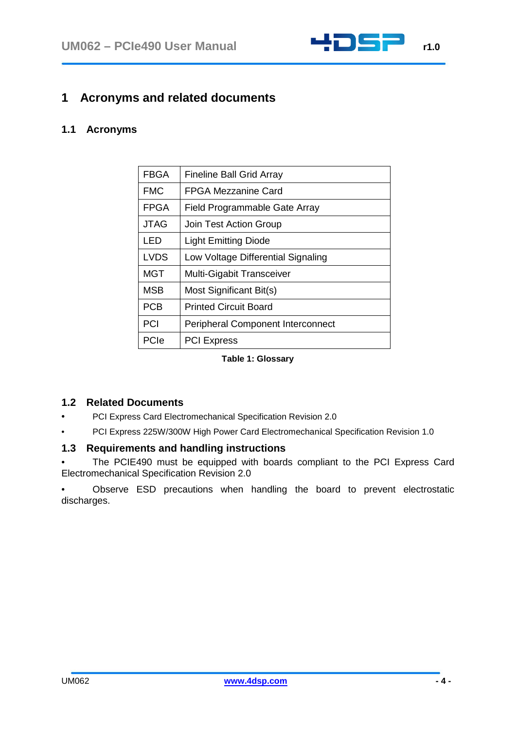# 1 Acronyms and related documents

## 1.1 Acronyms

| FBGA | Fineline Ball Grid Array |
|---|---|
| FMC | FPGA Mezzanine Card |
| FPGA | Field Programmable Gate Array |
| JTAG | Join Test Action Group |
| LED | Light Emitting Diode |
| LVDS | Low Voltage Differential Signaling |
| MGT | Multi-Gigabit Transceiver |
| MSB | Most Significant Bit(s) |
| PCB | Printed Circuit Board |
| PCI | Peripheral Component Interconnect |
| PCIe | PCI Express |

**Table 1: Glossary**

## 1.2 Related Documents

- PCI Express Card Electromechanical Specification Revision 2.0
- PCI Express 225W/300W High Power Card Electromechanical Specification Revision 1.0

## 1.3 Requirements and handling instructions

- The PCIE490 must be equipped with boards compliant to the PCI Express Card Electromechanical Specification Revision 2.0
- Observe ESD precautions when handling the board to prevent electrostatic discharges.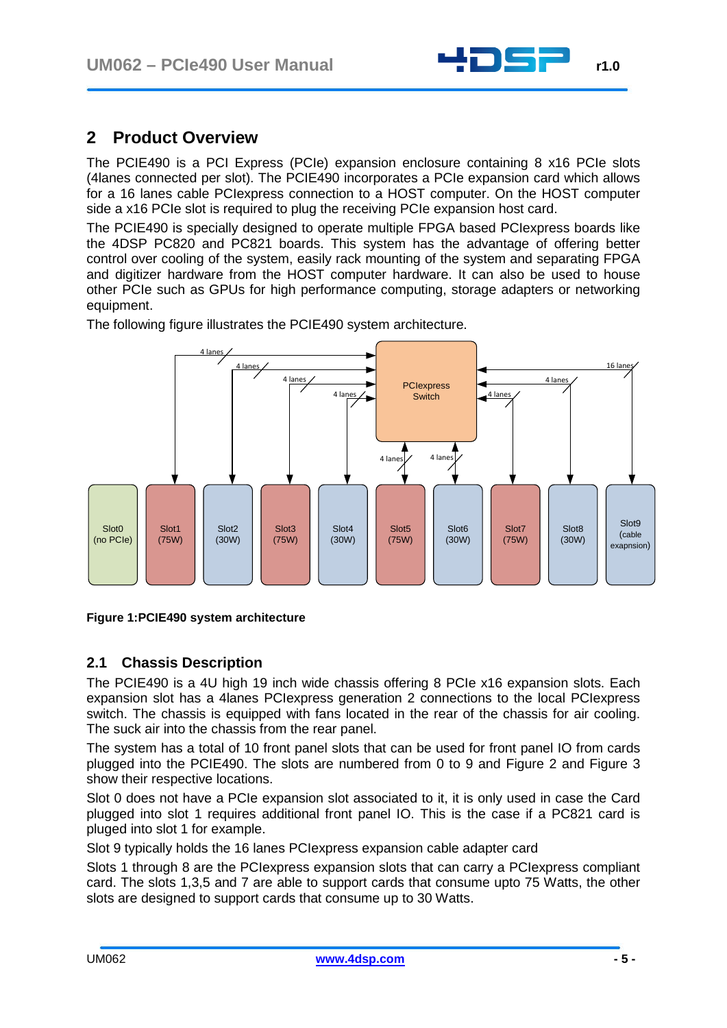## 2 Product Overview

The PCIE490 is a PCI Express (PCIe) expansion enclosure containing 8 x16 PCIe slots (4lanes connected per slot). The PCIE490 incorporates a PCIe expansion card which allows for a 16 lanes cable PCIexpress connection to a HOST computer. On the HOST computer side a x16 PCIe slot is required to plug the receiving PCIe expansion host card.

The PCIE490 is specially designed to operate multiple FPGA based PCIexpress boards like the 4DSP PC820 and PC821 boards. This system has the advantage of offering better control over cooling of the system, easily rack mounting of the system and separating FPGA and digitizer hardware from the HOST computer hardware. It can also be used to house other PCIe such as GPUs for high performance computing, storage adapters or networking equipment.

The following figure illustrates the PCIE490 system architecture.

**Figure 1:PCIE490 system architecture**

### 2.1 Chassis Description

The PCIE490 is a 4U high 19 inch wide chassis offering 8 PCIe x16 expansion slots. Each expansion slot has a 4lanes PCIexpress generation 2 connections to the local PCIexpress switch. The chassis is equipped with fans located in the rear of the chassis for air cooling. The suck air into the chassis from the rear panel.

The system has a total of 10 front panel slots that can be used for front panel IO from cards plugged into the PCIE490. The slots are numbered from 0 to 9 and Figure 2 and Figure 3 show their respective locations.

Slot 0 does not have a PCIe expansion slot associated to it, it is only used in case the Card plugged into slot 1 requires additional front panel IO. This is the case if a PC821 card is pluged into slot 1 for example.

Slot 9 typically holds the 16 lanes PCIexpress expansion cable adapter card

Slots 1 through 8 are the PCIexpress expansion slots that can carry a PCIexpress compliant card. The slots 1,3,5 and 7 are able to support cards that consume upto 75 Watts, the other slots are designed to support cards that consume up to 30 Watts.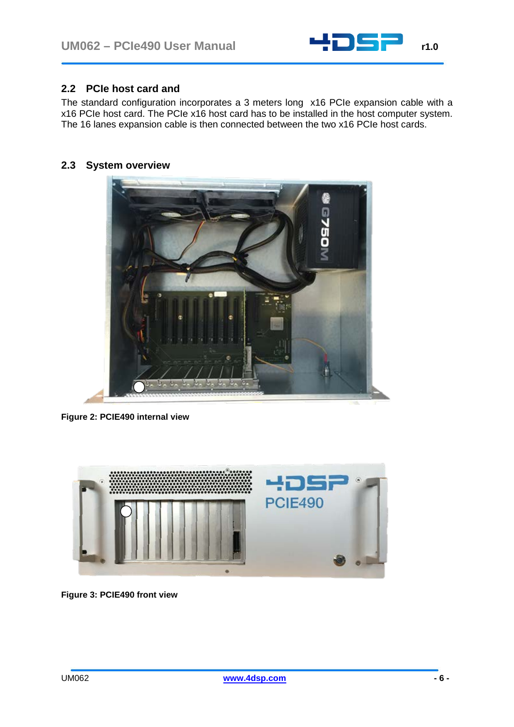## 2.2 PCIe host card and

The standard configuration incorporates a 3 meters long x16 PCIe expansion cable with a x16 PCIe host card. The PCIe x16 host card has to be installed in the host computer system. The 16 lanes expansion cable is then connected between the two x16 PCIe host cards.

## 2.3 System overview

**Figure 2: PCIE490 internal view**

**Figure 3: PCIE490 front view**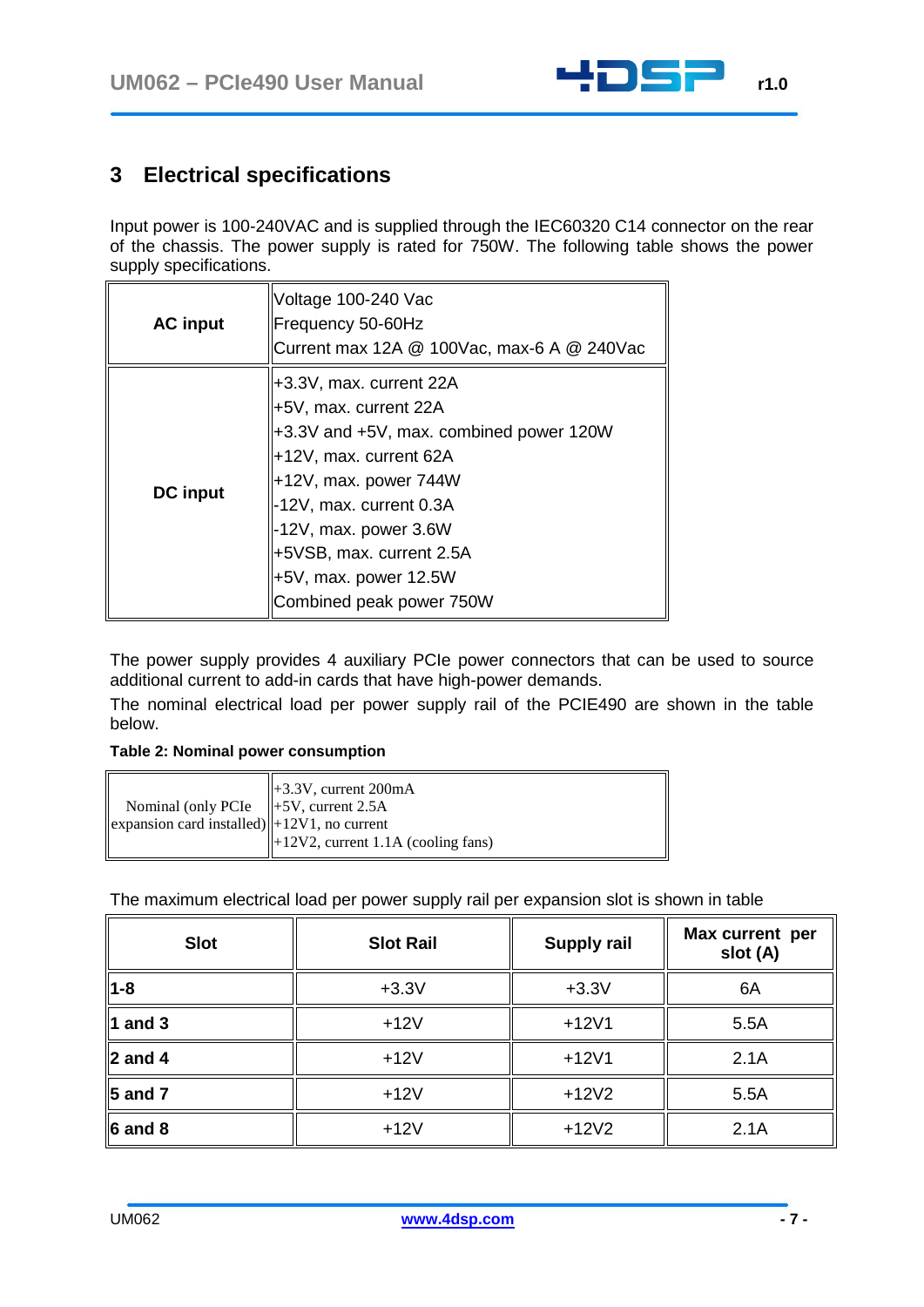# 3 Electrical specifications

Input power is 100-240VAC and is supplied through the IEC60320 C14 connector on the rear of the chassis. The power supply is rated for 750W. The following table shows the power supply specifications.

| | |
|---|---|
| **AC input** | Voltage 100-240 Vac<br>Frequency 50-60Hz<br>Current max 12A @ 100Vac, max-6 A @ 240Vac |
| **DC input** | +3.3V, max. current 22A<br>+5V, max. current 22A<br>+3.3V and +5V, max. combined power 120W<br>+12V, max. current 62A<br>+12V, max. power 744W<br>-12V, max. current 0.3A<br>-12V, max. power 3.6W<br>+5VSB, max. current 2.5A<br>+5V, max. power 12.5W<br>Combined peak power 750W |

The power supply provides 4 auxiliary PCIe power connectors that can be used to source additional current to add-in cards that have high-power demands.

The nominal electrical load per power supply rail of the PCIE490 are shown in the table below.

**Table 2: Nominal power consumption**

| | |
|---|---|
| Nominal (only PCIe expansion card installed) | +3.3V, current 200mA<br>+5V, current 2.5A<br>+12V1, no current<br>+12V2, current 1.1A (cooling fans) |

The maximum electrical load per power supply rail per expansion slot is shown in table

| Slot | Slot Rail | Supply rail | Max current per slot (A) |
|---|---|---|---|
| **1-8** | +3.3V | +3.3V | 6A |
| **1 and 3** | +12V | +12V1 | 5.5A |
| **2 and 4** | +12V | +12V1 | 2.1A |
| **5 and 7** | +12V | +12V2 | 5.5A |
| **6 and 8** | +12V | +12V2 | 2.1A |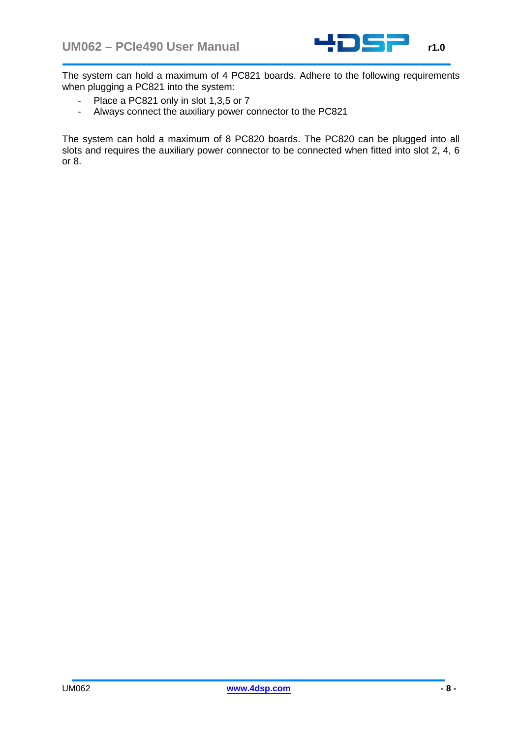The system can hold a maximum of 4 PC821 boards. Adhere to the following requirements when plugging a PC821 into the system:

- Place a PC821 only in slot 1,3,5 or 7
- Always connect the auxiliary power connector to the PC821

The system can hold a maximum of 8 PC820 boards. The PC820 can be plugged into all slots and requires the auxiliary power connector to be connected when fitted into slot 2, 4, 6 or 8.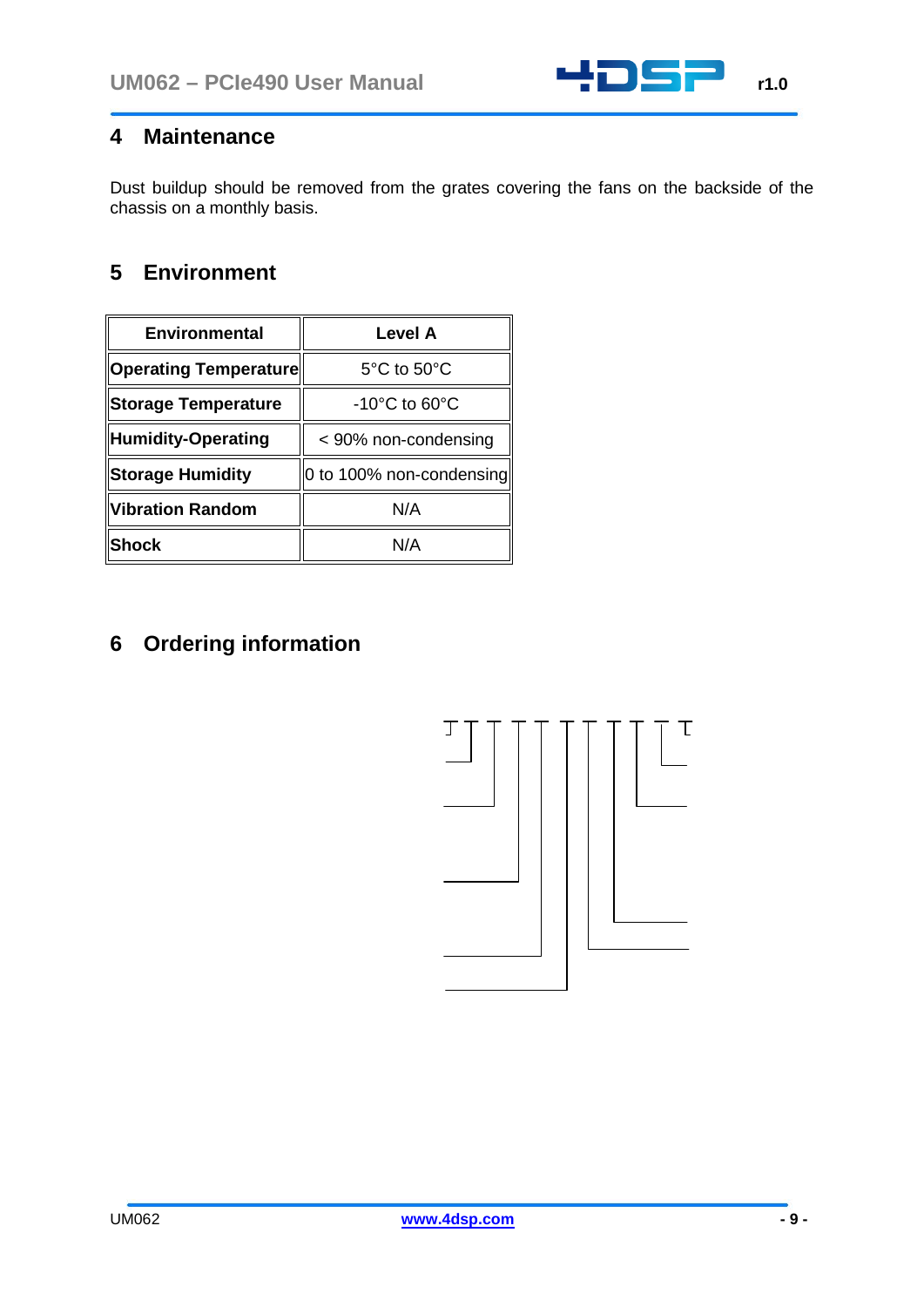# 4 Maintenance

Dust buildup should be removed from the grates covering the fans on the backside of the chassis on a monthly basis.

# 5 Environment

| Environmental | Level A |
|---|---|
| **Operating Temperature** | 5°C to 50°C |
| **Storage Temperature** | -10°C to 60°C |
| **Humidity-Operating** | < 90% non-condensing |
| **Storage Humidity** | 0 to 100% non-condensing |
| **Vibration Random** | N/A |
| **Shock** | N/A |

# 6 Ordering information